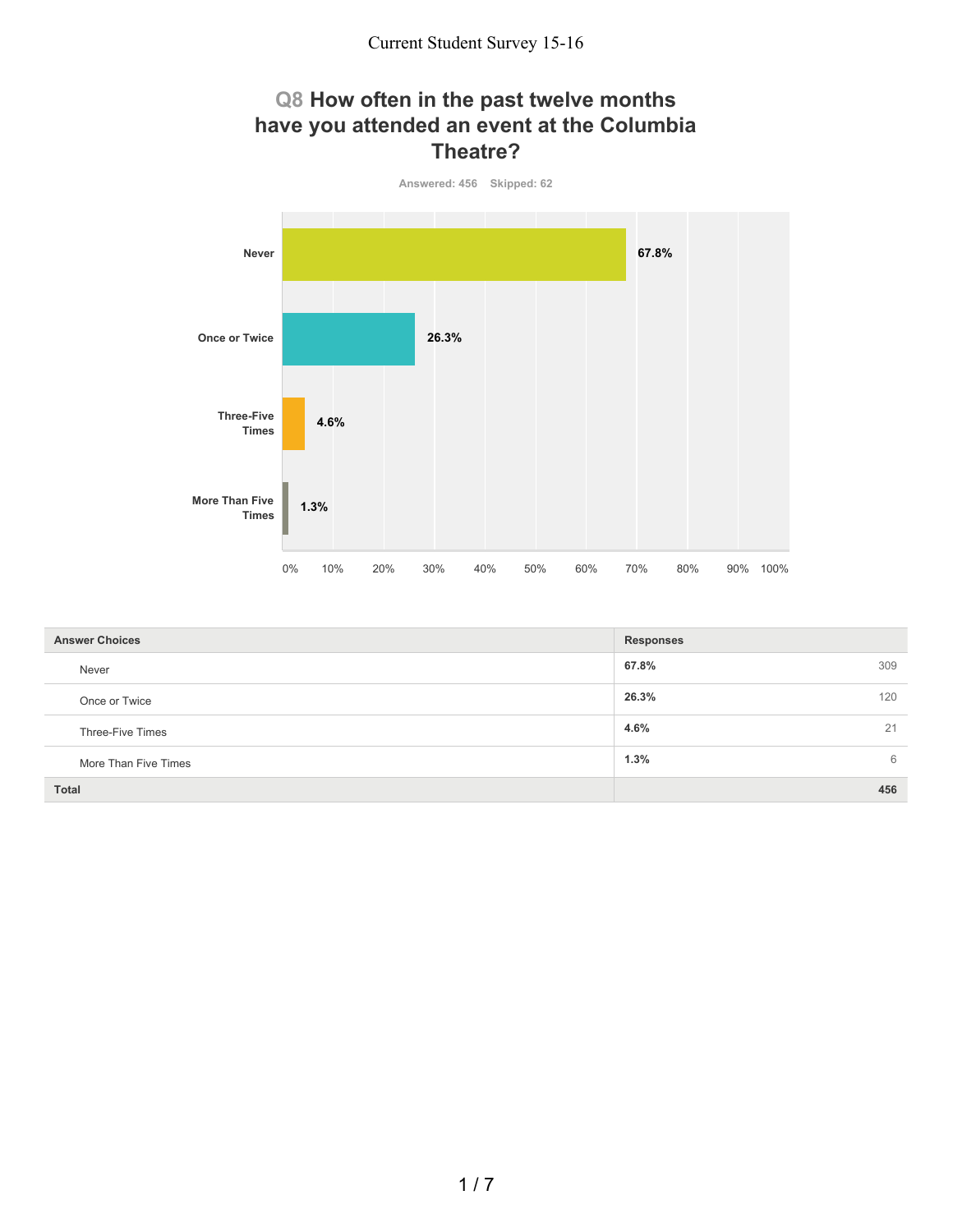Current Student Survey 15-16

## Q8 How often in the past twelve months have you attended an event at the Columbia Theatre?

Answered: 456 Skipped: 62

| Answer Choices | Responses | |
|---|---|---|
| Never | **67.8%** | 309 |
| Once or Twice | **26.3%** | 120 |
| Three-Five Times | **4.6%** | 21 |
| More Than Five Times | **1.3%** | 6 |
| **Total** | | **456** |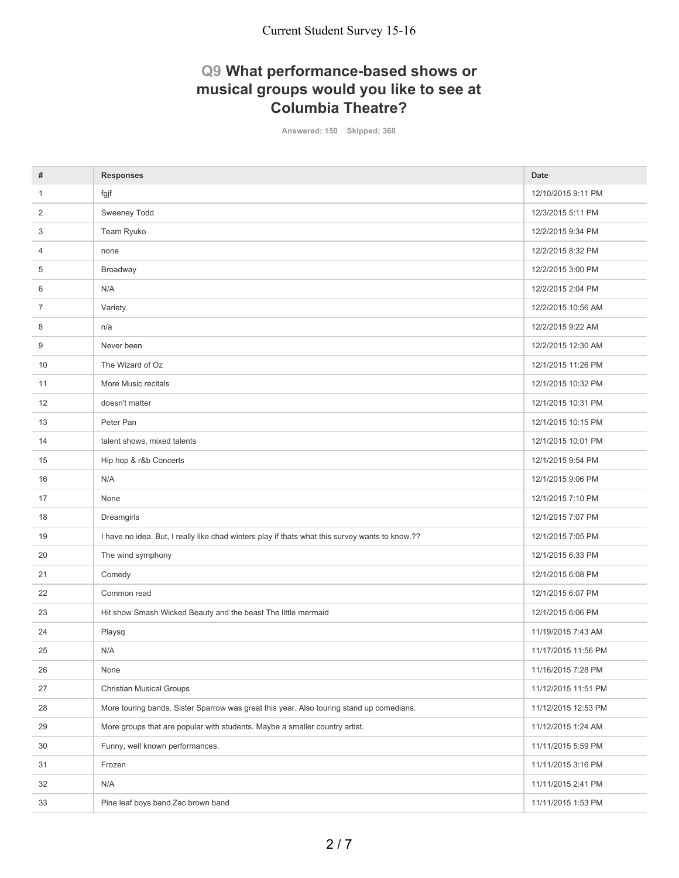Current Student Survey 15-16

## Q9 What performance-based shows or musical groups would you like to see at Columbia Theatre?

Answered: 150 Skipped: 368

| # | Responses | Date |
|---|---|---|
| 1 | fgjf | 12/10/2015 9:11 PM |
| 2 | Sweeney Todd | 12/3/2015 5:11 PM |
| 3 | Team Ryuko | 12/2/2015 9:34 PM |
| 4 | none | 12/2/2015 8:32 PM |
| 5 | Broadway | 12/2/2015 3:00 PM |
| 6 | N/A | 12/2/2015 2:04 PM |
| 7 | Variety. | 12/2/2015 10:56 AM |
| 8 | n/a | 12/2/2015 9:22 AM |
| 9 | Never been | 12/2/2015 12:30 AM |
| 10 | The Wizard of Oz | 12/1/2015 11:26 PM |
| 11 | More Music recitals | 12/1/2015 10:32 PM |
| 12 | doesn't matter | 12/1/2015 10:31 PM |
| 13 | Peter Pan | 12/1/2015 10:15 PM |
| 14 | talent shows, mixed talents | 12/1/2015 10:01 PM |
| 15 | Hip hop & r&b Concerts | 12/1/2015 9:54 PM |
| 16 | N/A | 12/1/2015 9:06 PM |
| 17 | None | 12/1/2015 7:10 PM |
| 18 | Dreamgirls | 12/1/2015 7:07 PM |
| 19 | I have no idea. But, I really like chad winters play if thats what this survey wants to know.?? | 12/1/2015 7:05 PM |
| 20 | The wind symphony | 12/1/2015 6:33 PM |
| 21 | Comedy | 12/1/2015 6:08 PM |
| 22 | Common read | 12/1/2015 6:07 PM |
| 23 | Hit show Smash Wicked Beauty and the beast The little mermaid | 12/1/2015 6:06 PM |
| 24 | Playsq | 11/19/2015 7:43 AM |
| 25 | N/A | 11/17/2015 11:56 PM |
| 26 | None | 11/16/2015 7:28 PM |
| 27 | Christian Musical Groups | 11/12/2015 11:51 PM |
| 28 | More touring bands. Sister Sparrow was great this year. Also touring stand up comedians. | 11/12/2015 12:53 PM |
| 29 | More groups that are popular with students. Maybe a smaller country artist. | 11/12/2015 1:24 AM |
| 30 | Funny, well known performances. | 11/11/2015 5:59 PM |
| 31 | Frozen | 11/11/2015 3:16 PM |
| 32 | N/A | 11/11/2015 2:41 PM |
| 33 | Pine leaf boys band Zac brown band | 11/11/2015 1:53 PM |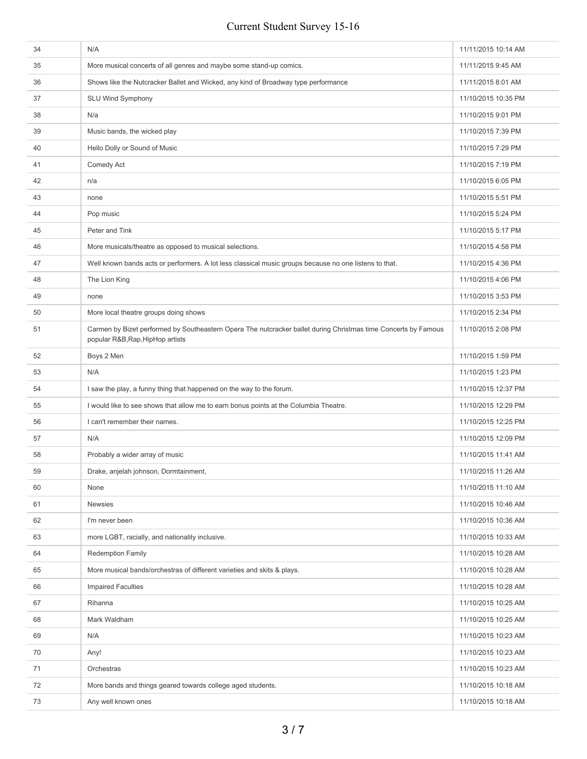| | | |
|---|---|---|
| 34 | N/A | 11/11/2015 10:14 AM |
| 35 | More musical concerts of all genres and maybe some stand-up comics. | 11/11/2015 9:45 AM |
| 36 | Shows like the Nutcracker Ballet and Wicked, any kind of Broadway type performance | 11/11/2015 8:01 AM |
| 37 | SLU Wind Symphony | 11/10/2015 10:35 PM |
| 38 | N/a | 11/10/2015 9:01 PM |
| 39 | Music bands, the wicked play | 11/10/2015 7:39 PM |
| 40 | Hello Dolly or Sound of Music | 11/10/2015 7:29 PM |
| 41 | Comedy Act | 11/10/2015 7:19 PM |
| 42 | n/a | 11/10/2015 6:05 PM |
| 43 | none | 11/10/2015 5:51 PM |
| 44 | Pop music | 11/10/2015 5:24 PM |
| 45 | Peter and Tink | 11/10/2015 5:17 PM |
| 46 | More musicals/theatre as opposed to musical selections. | 11/10/2015 4:58 PM |
| 47 | Well known bands acts or performers. A lot less classical music groups because no one listens to that. | 11/10/2015 4:36 PM |
| 48 | The Lion King | 11/10/2015 4:06 PM |
| 49 | none | 11/10/2015 3:53 PM |
| 50 | More local theatre groups doing shows | 11/10/2015 2:34 PM |
| 51 | Carmen by Bizet performed by Southeastern Opera The nutcracker ballet during Christmas time Concerts by Famous popular R&B,Rap,HipHop artists | 11/10/2015 2:08 PM |
| 52 | Boys 2 Men | 11/10/2015 1:59 PM |
| 53 | N/A | 11/10/2015 1:23 PM |
| 54 | I saw the play, a funny thing that happened on the way to the forum. | 11/10/2015 12:37 PM |
| 55 | I would like to see shows that allow me to earn bonus points at the Columbia Theatre. | 11/10/2015 12:29 PM |
| 56 | I can't remember their names. | 11/10/2015 12:25 PM |
| 57 | N/A | 11/10/2015 12:09 PM |
| 58 | Probably a wider array of music | 11/10/2015 11:41 AM |
| 59 | Drake, anjelah johnson, Dormtainment, | 11/10/2015 11:26 AM |
| 60 | None | 11/10/2015 11:10 AM |
| 61 | Newsies | 11/10/2015 10:46 AM |
| 62 | I'm never been | 11/10/2015 10:36 AM |
| 63 | more LGBT, racially, and nationality inclusive. | 11/10/2015 10:33 AM |
| 64 | Redemption Family | 11/10/2015 10:28 AM |
| 65 | More musical bands/orchestras of different varieties and skits & plays. | 11/10/2015 10:28 AM |
| 66 | Impaired Faculties | 11/10/2015 10:28 AM |
| 67 | Rihanna | 11/10/2015 10:25 AM |
| 68 | Mark Waldham | 11/10/2015 10:25 AM |
| 69 | N/A | 11/10/2015 10:23 AM |
| 70 | Any! | 11/10/2015 10:23 AM |
| 71 | Orchestras | 11/10/2015 10:23 AM |
| 72 | More bands and things geared towards college aged students. | 11/10/2015 10:18 AM |
| 73 | Any well known ones | 11/10/2015 10:18 AM |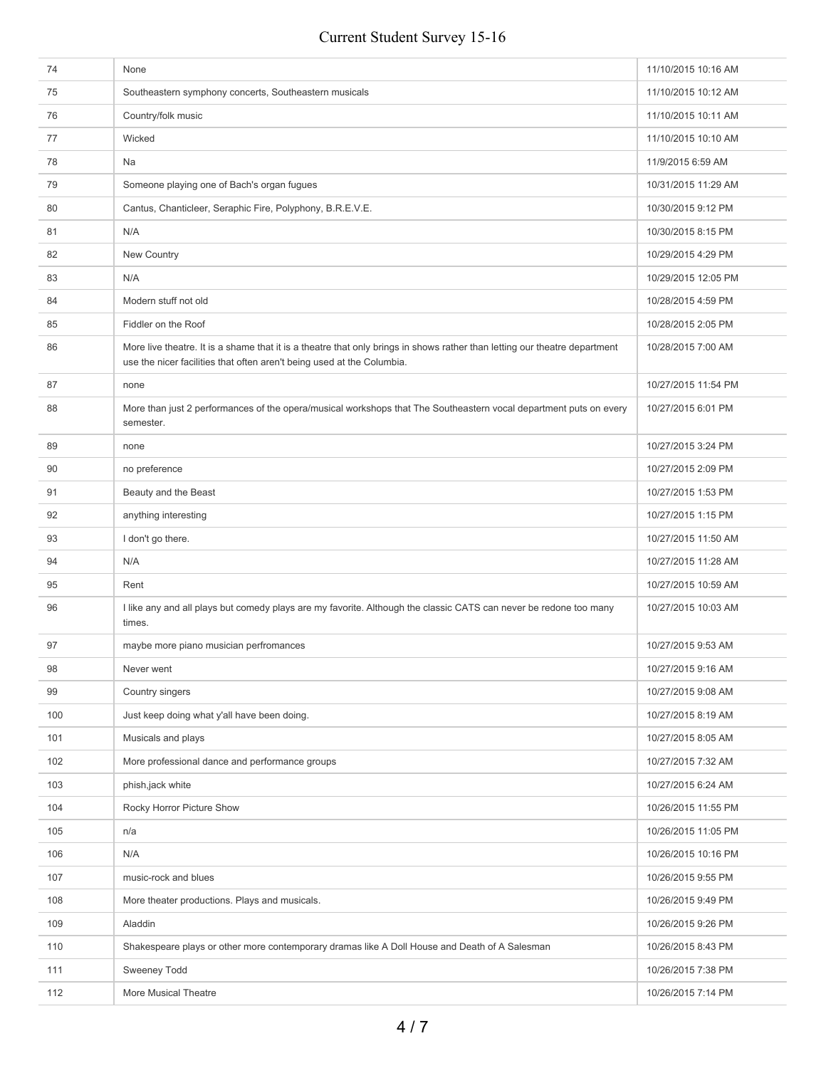| | | |
|---|---|---|
| 74 | None | 11/10/2015 10:16 AM |
| 75 | Southeastern symphony concerts, Southeastern musicals | 11/10/2015 10:12 AM |
| 76 | Country/folk music | 11/10/2015 10:11 AM |
| 77 | Wicked | 11/10/2015 10:10 AM |
| 78 | Na | 11/9/2015 6:59 AM |
| 79 | Someone playing one of Bach's organ fugues | 10/31/2015 11:29 AM |
| 80 | Cantus, Chanticleer, Seraphic Fire, Polyphony, B.R.E.V.E. | 10/30/2015 9:12 PM |
| 81 | N/A | 10/30/2015 8:15 PM |
| 82 | New Country | 10/29/2015 4:29 PM |
| 83 | N/A | 10/29/2015 12:05 PM |
| 84 | Modern stuff not old | 10/28/2015 4:59 PM |
| 85 | Fiddler on the Roof | 10/28/2015 2:05 PM |
| 86 | More live theatre. It is a shame that it is a theatre that only brings in shows rather than letting our theatre department use the nicer facilities that often aren't being used at the Columbia. | 10/28/2015 7:00 AM |
| 87 | none | 10/27/2015 11:54 PM |
| 88 | More than just 2 performances of the opera/musical workshops that The Southeastern vocal department puts on every semester. | 10/27/2015 6:01 PM |
| 89 | none | 10/27/2015 3:24 PM |
| 90 | no preference | 10/27/2015 2:09 PM |
| 91 | Beauty and the Beast | 10/27/2015 1:53 PM |
| 92 | anything interesting | 10/27/2015 1:15 PM |
| 93 | I don't go there. | 10/27/2015 11:50 AM |
| 94 | N/A | 10/27/2015 11:28 AM |
| 95 | Rent | 10/27/2015 10:59 AM |
| 96 | I like any and all plays but comedy plays are my favorite. Although the classic CATS can never be redone too many times. | 10/27/2015 10:03 AM |
| 97 | maybe more piano musician perfromances | 10/27/2015 9:53 AM |
| 98 | Never went | 10/27/2015 9:16 AM |
| 99 | Country singers | 10/27/2015 9:08 AM |
| 100 | Just keep doing what y'all have been doing. | 10/27/2015 8:19 AM |
| 101 | Musicals and plays | 10/27/2015 8:05 AM |
| 102 | More professional dance and performance groups | 10/27/2015 7:32 AM |
| 103 | phish,jack white | 10/27/2015 6:24 AM |
| 104 | Rocky Horror Picture Show | 10/26/2015 11:55 PM |
| 105 | n/a | 10/26/2015 11:05 PM |
| 106 | N/A | 10/26/2015 10:16 PM |
| 107 | music-rock and blues | 10/26/2015 9:55 PM |
| 108 | More theater productions. Plays and musicals. | 10/26/2015 9:49 PM |
| 109 | Aladdin | 10/26/2015 9:26 PM |
| 110 | Shakespeare plays or other more contemporary dramas like A Doll House and Death of A Salesman | 10/26/2015 8:43 PM |
| 111 | Sweeney Todd | 10/26/2015 7:38 PM |
| 112 | More Musical Theatre | 10/26/2015 7:14 PM |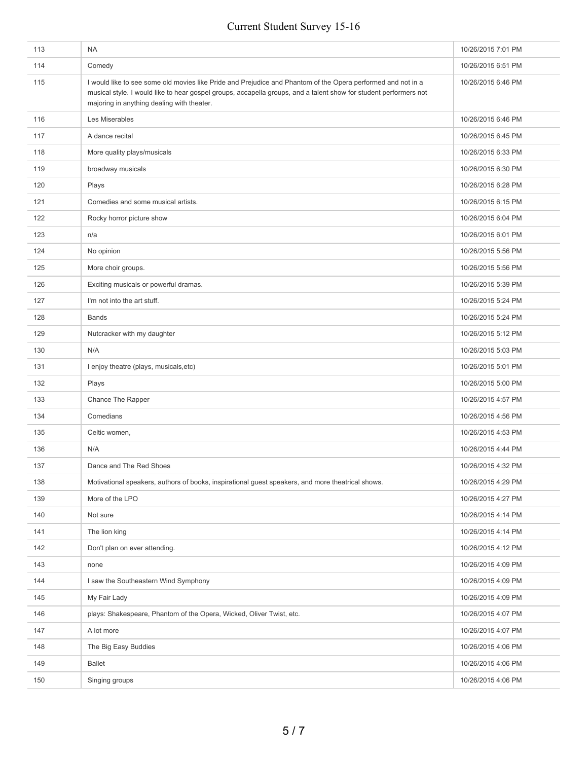| | | |
|---|---|---|
| 113 | NA | 10/26/2015 7:01 PM |
| 114 | Comedy | 10/26/2015 6:51 PM |
| 115 | I would like to see some old movies like Pride and Prejudice and Phantom of the Opera performed and not in a musical style. I would like to hear gospel groups, accapella groups, and a talent show for student performers not majoring in anything dealing with theater. | 10/26/2015 6:46 PM |
| 116 | Les Miserables | 10/26/2015 6:46 PM |
| 117 | A dance recital | 10/26/2015 6:45 PM |
| 118 | More quality plays/musicals | 10/26/2015 6:33 PM |
| 119 | broadway musicals | 10/26/2015 6:30 PM |
| 120 | Plays | 10/26/2015 6:28 PM |
| 121 | Comedies and some musical artists. | 10/26/2015 6:15 PM |
| 122 | Rocky horror picture show | 10/26/2015 6:04 PM |
| 123 | n/a | 10/26/2015 6:01 PM |
| 124 | No opinion | 10/26/2015 5:56 PM |
| 125 | More choir groups. | 10/26/2015 5:56 PM |
| 126 | Exciting musicals or powerful dramas. | 10/26/2015 5:39 PM |
| 127 | I'm not into the art stuff. | 10/26/2015 5:24 PM |
| 128 | Bands | 10/26/2015 5:24 PM |
| 129 | Nutcracker with my daughter | 10/26/2015 5:12 PM |
| 130 | N/A | 10/26/2015 5:03 PM |
| 131 | I enjoy theatre (plays, musicals,etc) | 10/26/2015 5:01 PM |
| 132 | Plays | 10/26/2015 5:00 PM |
| 133 | Chance The Rapper | 10/26/2015 4:57 PM |
| 134 | Comedians | 10/26/2015 4:56 PM |
| 135 | Celtic women, | 10/26/2015 4:53 PM |
| 136 | N/A | 10/26/2015 4:44 PM |
| 137 | Dance and The Red Shoes | 10/26/2015 4:32 PM |
| 138 | Motivational speakers, authors of books, inspirational guest speakers, and more theatrical shows. | 10/26/2015 4:29 PM |
| 139 | More of the LPO | 10/26/2015 4:27 PM |
| 140 | Not sure | 10/26/2015 4:14 PM |
| 141 | The lion king | 10/26/2015 4:14 PM |
| 142 | Don't plan on ever attending. | 10/26/2015 4:12 PM |
| 143 | none | 10/26/2015 4:09 PM |
| 144 | I saw the Southeastern Wind Symphony | 10/26/2015 4:09 PM |
| 145 | My Fair Lady | 10/26/2015 4:09 PM |
| 146 | plays: Shakespeare, Phantom of the Opera, Wicked, Oliver Twist, etc. | 10/26/2015 4:07 PM |
| 147 | A lot more | 10/26/2015 4:07 PM |
| 148 | The Big Easy Buddies | 10/26/2015 4:06 PM |
| 149 | Ballet | 10/26/2015 4:06 PM |
| 150 | Singing groups | 10/26/2015 4:06 PM |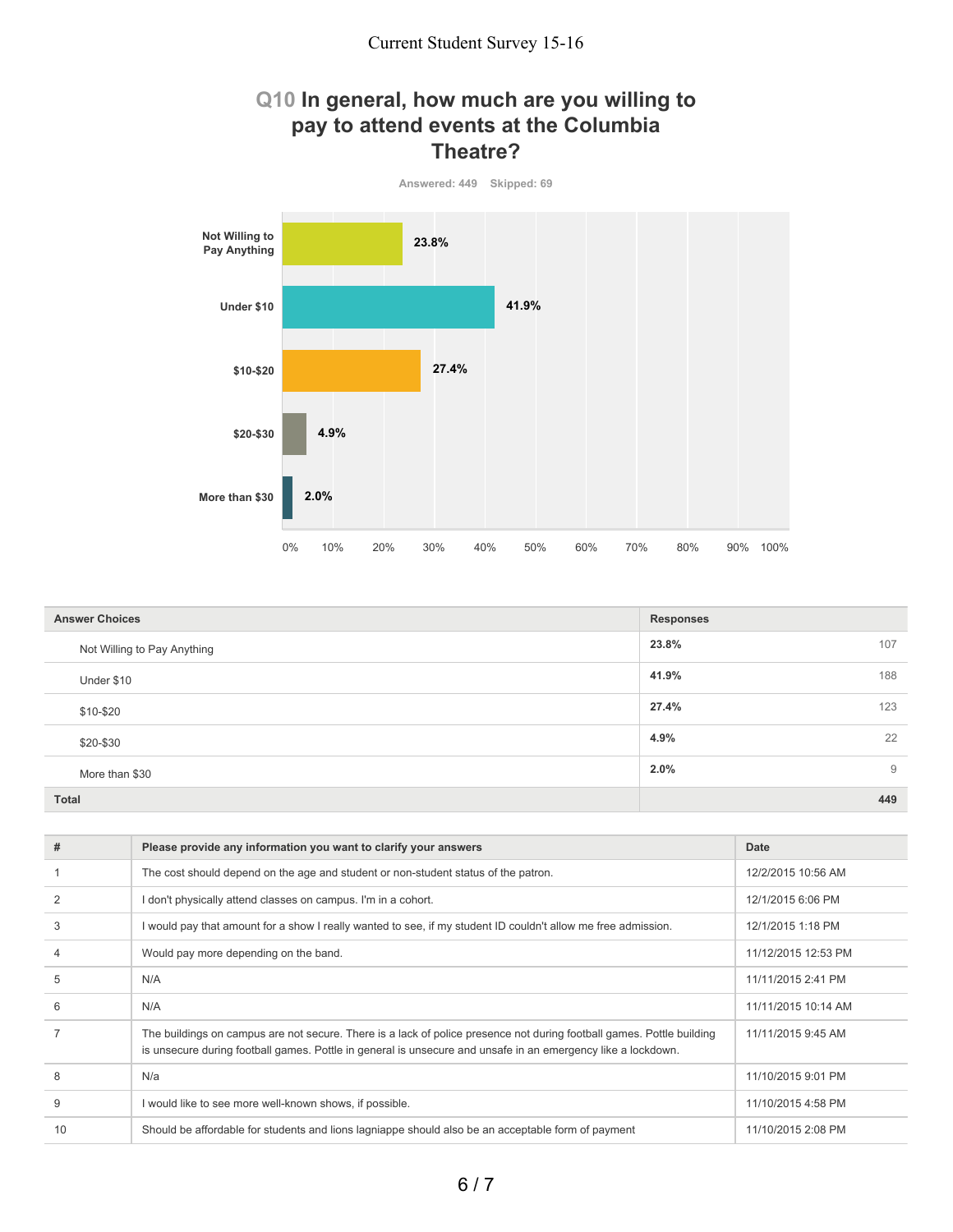## Q10 In general, how much are you willing to pay to attend events at the Columbia Theatre?

Answered: 449 Skipped: 69

| Answer Choices | Responses | |
|---|---|---|
| Not Willing to Pay Anything | 23.8% | 107 |
| Under $10 | 41.9% | 188 |
| $10-$20 | 27.4% | 123 |
| $20-$30 | 4.9% | 22 |
| More than $30 | 2.0% | 9 |
| **Total** | | **449** |

| # | Please provide any information you want to clarify your answers | Date |
|---|---|---|
| 1 | The cost should depend on the age and student or non-student status of the patron. | 12/2/2015 10:56 AM |
| 2 | I don't physically attend classes on campus. I'm in a cohort. | 12/1/2015 6:06 PM |
| 3 | I would pay that amount for a show I really wanted to see, if my student ID couldn't allow me free admission. | 12/1/2015 1:18 PM |
| 4 | Would pay more depending on the band. | 11/12/2015 12:53 PM |
| 5 | N/A | 11/11/2015 2:41 PM |
| 6 | N/A | 11/11/2015 10:14 AM |
| 7 | The buildings on campus are not secure. There is a lack of police presence not during football games. Pottle building is unsecure during football games. Pottle in general is unsecure and unsafe in an emergency like a lockdown. | 11/11/2015 9:45 AM |
| 8 | N/a | 11/10/2015 9:01 PM |
| 9 | I would like to see more well-known shows, if possible. | 11/10/2015 4:58 PM |
| 10 | Should be affordable for students and lions lagniappe should also be an acceptable form of payment | 11/10/2015 2:08 PM |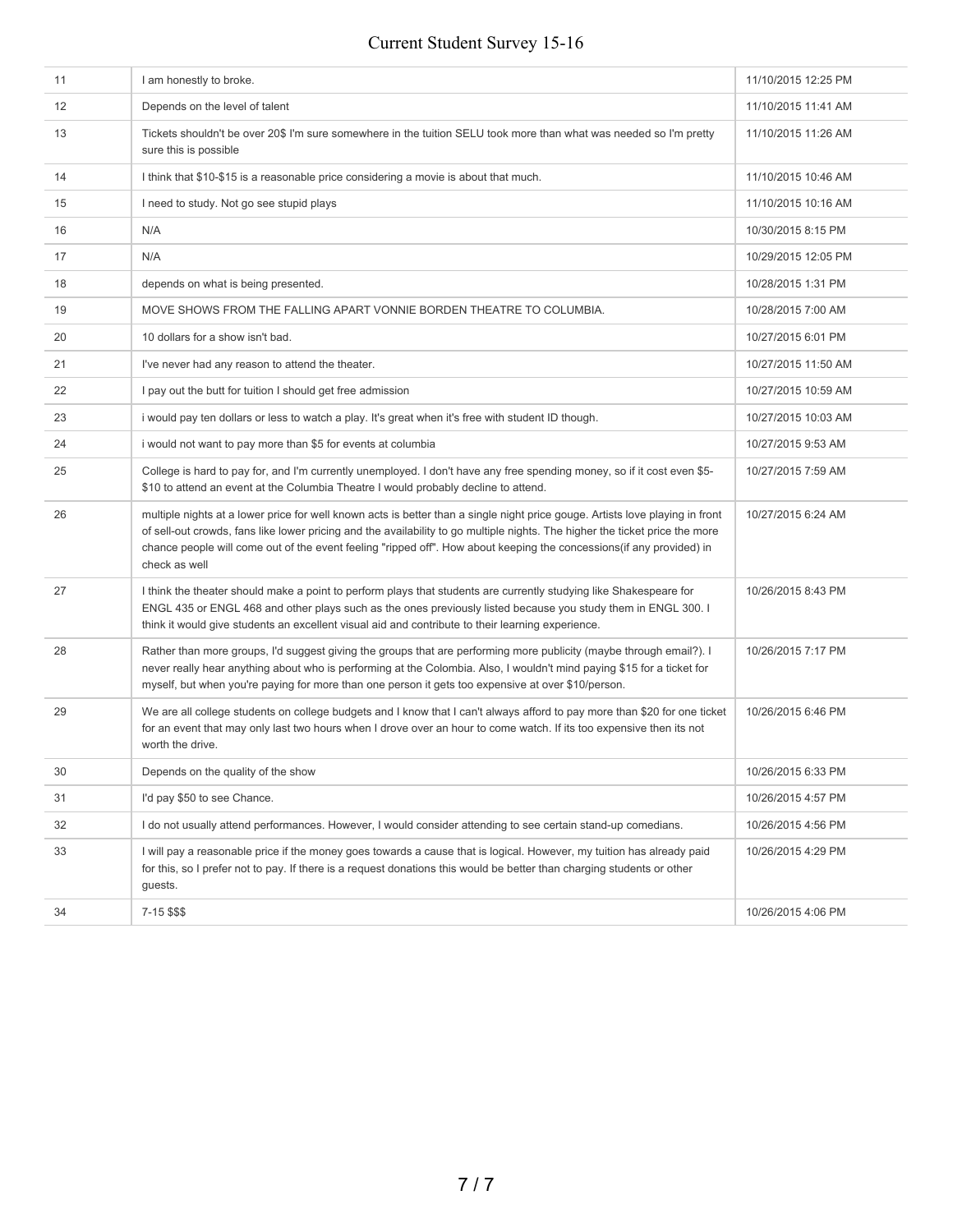| | | |
|---|---|---|
| 11 | I am honestly to broke. | 11/10/2015 12:25 PM |
| 12 | Depends on the level of talent | 11/10/2015 11:41 AM |
| 13 | Tickets shouldn't be over 20$ I'm sure somewhere in the tuition SELU took more than what was needed so I'm pretty sure this is possible | 11/10/2015 11:26 AM |
| 14 | I think that $10-$15 is a reasonable price considering a movie is about that much. | 11/10/2015 10:46 AM |
| 15 | I need to study. Not go see stupid plays | 11/10/2015 10:16 AM |
| 16 | N/A | 10/30/2015 8:15 PM |
| 17 | N/A | 10/29/2015 12:05 PM |
| 18 | depends on what is being presented. | 10/28/2015 1:31 PM |
| 19 | MOVE SHOWS FROM THE FALLING APART VONNIE BORDEN THEATRE TO COLUMBIA. | 10/28/2015 7:00 AM |
| 20 | 10 dollars for a show isn't bad. | 10/27/2015 6:01 PM |
| 21 | I've never had any reason to attend the theater. | 10/27/2015 11:50 AM |
| 22 | I pay out the butt for tuition I should get free admission | 10/27/2015 10:59 AM |
| 23 | i would pay ten dollars or less to watch a play. It's great when it's free with student ID though. | 10/27/2015 10:03 AM |
| 24 | i would not want to pay more than $5 for events at columbia | 10/27/2015 9:53 AM |
| 25 | College is hard to pay for, and I'm currently unemployed. I don't have any free spending money, so if it cost even $5-$10 to attend an event at the Columbia Theatre I would probably decline to attend. | 10/27/2015 7:59 AM |
| 26 | multiple nights at a lower price for well known acts is better than a single night price gouge. Artists love playing in front of sell-out crowds, fans like lower pricing and the availability to go multiple nights. The higher the ticket price the more chance people will come out of the event feeling "ripped off". How about keeping the concessions(if any provided) in check as well | 10/27/2015 6:24 AM |
| 27 | I think the theater should make a point to perform plays that students are currently studying like Shakespeare for ENGL 435 or ENGL 468 and other plays such as the ones previously listed because you study them in ENGL 300. I think it would give students an excellent visual aid and contribute to their learning experience. | 10/26/2015 8:43 PM |
| 28 | Rather than more groups, I'd suggest giving the groups that are performing more publicity (maybe through email?). I never really hear anything about who is performing at the Colombia. Also, I wouldn't mind paying $15 for a ticket for myself, but when you're paying for more than one person it gets too expensive at over $10/person. | 10/26/2015 7:17 PM |
| 29 | We are all college students on college budgets and I know that I can't always afford to pay more than $20 for one ticket for an event that may only last two hours when I drove over an hour to come watch. If its too expensive then its not worth the drive. | 10/26/2015 6:46 PM |
| 30 | Depends on the quality of the show | 10/26/2015 6:33 PM |
| 31 | I'd pay $50 to see Chance. | 10/26/2015 4:57 PM |
| 32 | I do not usually attend performances. However, I would consider attending to see certain stand-up comedians. | 10/26/2015 4:56 PM |
| 33 | I will pay a reasonable price if the money goes towards a cause that is logical. However, my tuition has already paid for this, so I prefer not to pay. If there is a request donations this would be better than charging students or other guests. | 10/26/2015 4:29 PM |
| 34 | 7-15 $$$ | 10/26/2015 4:06 PM |